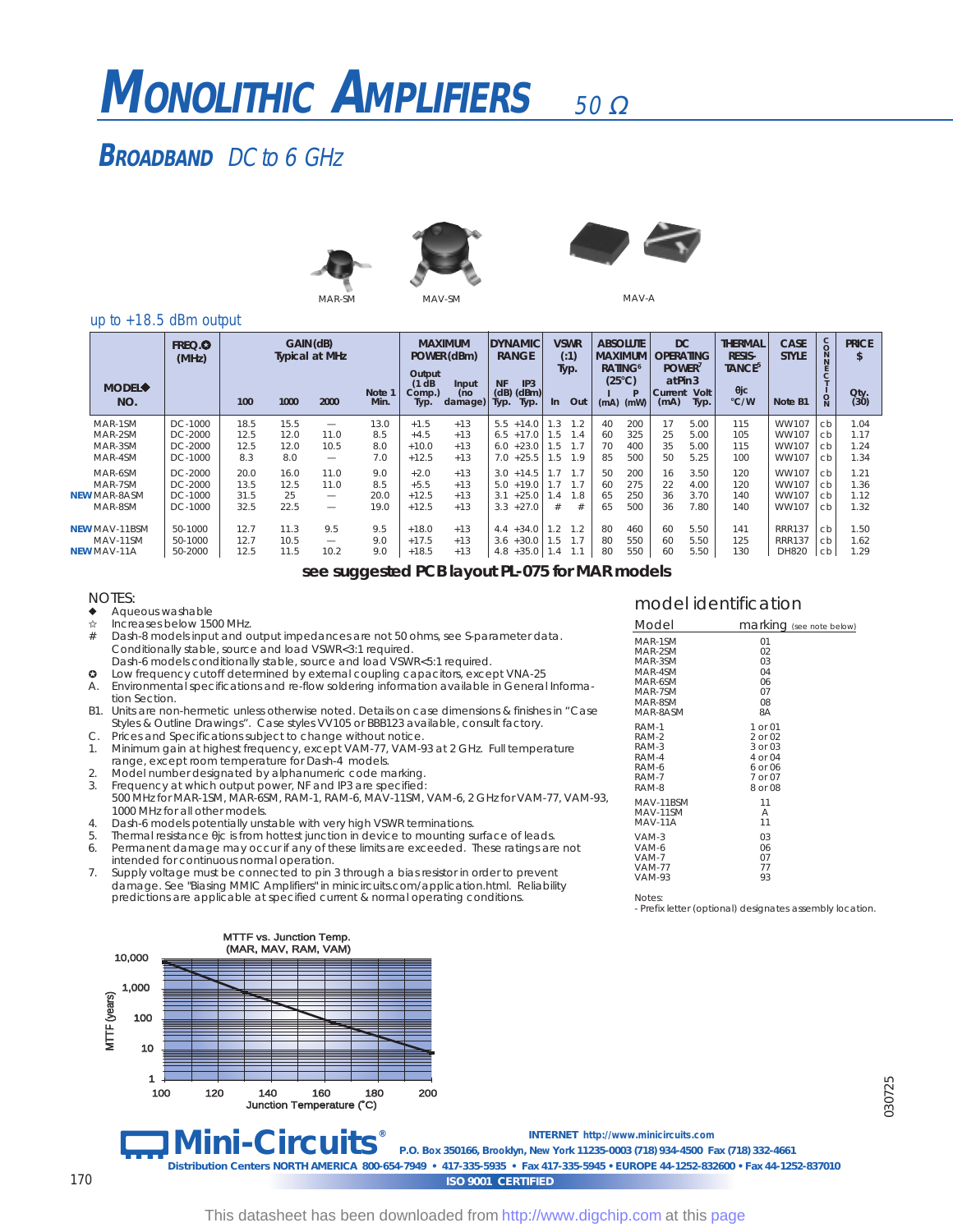# MONOLITHIC AMPLIFIERS 50 Ω

## BROADBAND DC to 6 GHz

MAR-SM MAV-SM MAV-A

up to +18.5 dBm output

| MODEL◆ NO. | FREQ.✪ (MHz) | GAIN (dB) Typical at MHz | | | | MAXIMUM POWER (dBm) | | DYNAMIC RANGE | | VSWR (:1) Typ. | | ABSOLUTE MAXIMUM RATING[6] (25°C) | | DC OPERATING POWER[7] at Pin 3 | | THERMAL RESIS-TANCE[5] | CASE STYLE | CONNECTION | PRICE $ |
|---|---|---|---|---|---|---|---|---|---|---|---|---|---|---|---|---|---|---|---|
| | | 100 | 1000 | 2000 | Note 1 Min. | Output (1 dB Comp.) Typ. | Input (no damage) | NF (dB) Typ. | IP3 (dBm) Typ. | In | Out | I (mA) | P (mW) | Current (mA) | Volt Typ. | θjc °C/W | Note B1 | | Qty. (30) |
| MAR-1SM | DC-1000 | 18.5 | 15.5 | — | 13.0 | +1.5 | +13 | 5.5 | +14.0 | 1.3 | 1.2 | 40 | 200 | 17 | 5.00 | 115 | WW107 | cb | 1.04 |
| MAR-2SM | DC-2000 | 12.5 | 12.0 | 11.0 | 8.5 | +4.5 | +13 | 6.5 | +17.0 | 1.5 | 1.4 | 60 | 325 | 25 | 5.00 | 105 | WW107 | cb | 1.17 |
| MAR-3SM | DC-2000 | 12.5 | 12.0 | 10.5 | 8.0 | +10.0 | +13 | 6.0 | +23.0 | 1.5 | 1.7 | 70 | 400 | 35 | 5.00 | 115 | WW107 | cb | 1.24 |
| MAR-4SM | DC-1000 | 8.3 | 8.0 | — | 7.0 | +12.5 | +13 | 7.0 | +25.5 | 1.5 | 1.9 | 85 | 500 | 50 | 5.25 | 100 | WW107 | cb | 1.34 |
| MAR-6SM | DC-2000 | 20.0 | 16.0 | 11.0 | 9.0 | +2.0 | +13 | 3.0 | +14.5 | 1.7 | 1.7 | 50 | 200 | 16 | 3.50 | 120 | WW107 | cb | 1.21 |
| MAR-7SM | DC-2000 | 13.5 | 12.5 | 11.0 | 8.5 | +5.5 | +13 | 5.0 | +19.0 | 1.7 | 1.7 | 60 | 275 | 22 | 4.00 | 120 | WW107 | cb | 1.36 |
| NEW MAR-8ASM | DC-1000 | 31.5 | 25 | — | 20.0 | +12.5 | +13 | 3.1 | +25.0 | 1.4 | 1.8 | 65 | 250 | 36 | 3.70 | 140 | WW107 | cb | 1.12 |
| MAR-8SM | DC-1000 | 32.5 | 22.5 | — | 19.0 | +12.5 | +13 | 3.3 | +27.0 | # | # | 65 | 500 | 36 | 7.80 | 140 | WW107 | cb | 1.32 |
| NEW MAV-11BSM | 50-1000 | 12.7 | 11.3 | 9.5 | 9.5 | +18.0 | +13 | 4.4 | +34.0 | 1.2 | 1.2 | 80 | 460 | 60 | 5.50 | 141 | RRR137 | cb | 1.50 |
| MAV-11SM | 50-1000 | 12.7 | 10.5 | — | 9.0 | +17.5 | +13 | 3.6 | +30.0 | 1.5 | 1.7 | 80 | 550 | 60 | 5.50 | 125 | RRR137 | cb | 1.62 |
| NEW MAV-11A | 50-2000 | 12.5 | 11.5 | 10.2 | 9.0 | +18.5 | +13 | 4.8 | +35.0 | 1.4 | 1.1 | 80 | 550 | 60 | 5.50 | 130 | DH820 | cb | 1.29 |

**see suggested PCB layout PL-075 for MAR models**

NOTES:
- ◆ Aqueous washable
- ☆ Increases below 1500 MHz.
- \# Dash-8 models input and output impedances are not 50 ohms, see S-parameter data. Conditionally stable, source and load VSWR<3:1 required. Dash-6 models conditionally stable, source and load VSWR<5:1 required.
- ✪ Low frequency cutoff determined by external coupling capacitors, except VNA-25
- A. Environmental specifications and re-flow soldering information available in General Information Section.
- B1. Units are non-hermetic unless otherwise noted. Details on case dimensions & finishes in "Case Styles & Outline Drawings". Case styles VV105 or BBB123 available, consult factory.
- C. Prices and Specifications subject to change without notice.
1. Minimum gain at highest frequency, except VAM-77, VAM-93 at 2 GHz. Full temperature range, except room temperature for Dash-4 models.
2. Model number designated by alphanumeric code marking.
3. Frequency at which output power, NF and IP3 are specified: 500 MHz for MAR-1SM, MAR-6SM, RAM-1, RAM-6, MAV-11SM, VAM-6, 2 GHz for VAM-77, VAM-93, 1000 MHz for all other models.
4. Dash-6 models potentially unstable with very high VSWR terminations.
5. Thermal resistance θjc is from hottest junction in device to mounting surface of leads.
6. Permanent damage may occur if any of these limits are exceeded. These ratings are not intended for continuous normal operation.
7. Supply voltage must be connected to pin 3 through a bias resistor in order to prevent damage. See "Biasing MMIC Amplifiers" in minicircuits.com/application.html. Reliability predictions are applicable at specified current & normal operating conditions.

### model identification

| Model | marking (see note below) |
|---|---|
| MAR-1SM | 01 |
| MAR-2SM | 02 |
| MAR-3SM | 03 |
| MAR-4SM | 04 |
| MAR-6SM | 06 |
| MAR-7SM | 07 |
| MAR-8SM | 08 |
| MAR-8ASM | 8A |
| RAM-1 | 1 or 01 |
| RAM-2 | 2 or 02 |
| RAM-3 | 3 or 03 |
| RAM-4 | 4 or 04 |
| RAM-6 | 6 or 06 |
| RAM-7 | 7 or 07 |
| RAM-8 | 8 or 08 |
| MAV-11BSM | 11 |
| MAV-11SM | A |
| MAV-11A | 11 |
| VAM-3 | 03 |
| VAM-6 | 06 |
| VAM-7 | 07 |
| VAM-77 | 77 |
| VAM-93 | 93 |

Notes:
- Prefix letter (optional) designates assembly location.

MTTF vs. Junction Temp. (MAR, MAV, RAM, VAM)

MTTF (years): 1, 10, 100, 1,000, 10,000
Junction Temperature (°C): 100, 120, 140, 160, 180, 200

030725

**Mini-Circuits®**

INTERNET http://www.minicircuits.com
P.O. Box 350166, Brooklyn, New York 11235-0003 (718) 934-4500 Fax (718) 332-4661
Distribution Centers NORTH AMERICA 800-654-7949 • 417-335-5935 • Fax 417-335-5945 • EUROPE 44-1252-832600 • Fax 44-1252-837010
ISO 9001 CERTIFIED

This datasheet has been downloaded from http://www.digchip.com at this page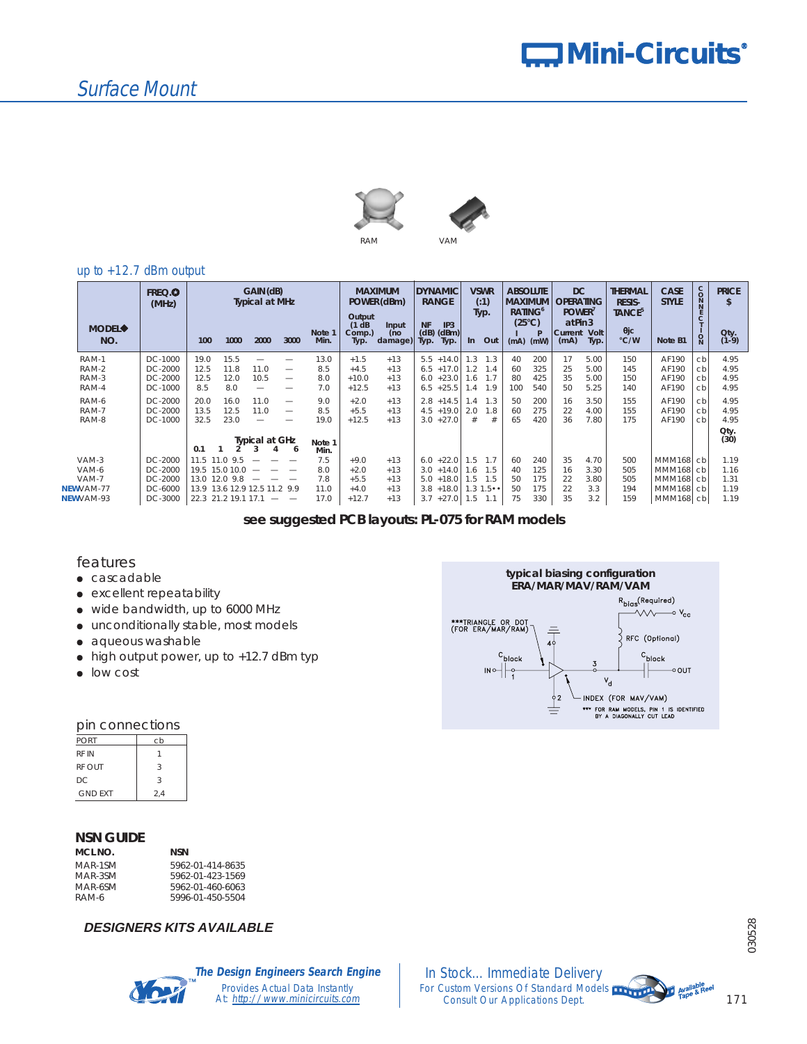# Surface Mount

RAM VAM

## up to +12.7 dBm output

| MODEL NO. | FREQ. (MHz) | GAIN (dB) Typical at MHz 100 | 1000 | 2000 | 3000 | Note 1 Min. | MAXIMUM POWER (dBm) Output (1 dB Comp.) Typ. | Input (no damage) | DYNAMIC RANGE NF (dB) Typ. | IP3 (dBm) Typ. | VSWR (:1) Typ. In | Out | ABSOLUTE MAXIMUM RATING[6] (25°C) I (mA) | P (mW) | DC OPERATING POWER[7] at Pin 3 Current (mA) | Volt Typ. | THERMAL RESISTANCE[5] θjc °C/W | CASE STYLE Note B1 | CONNECTION | PRICE $ Qty. (1-9) |
|---|---|---|---|---|---|---|---|---|---|---|---|---|---|---|---|---|---|---|---|---|
| RAM-1 | DC-1000 | 19.0 | 15.5 | — | — | 13.0 | +1.5 | +13 | 5.5 | +14.0 | 1.3 | 1.3 | 40 | 200 | 17 | 5.00 | 150 | AF190 | cb | 4.95 |
| RAM-2 | DC-2000 | 12.5 | 11.8 | 11.0 | — | 8.5 | +4.5 | +13 | 6.5 | +17.0 | 1.2 | 1.4 | 60 | 325 | 25 | 5.00 | 145 | AF190 | cb | 4.95 |
| RAM-3 | DC-2000 | 12.5 | 12.0 | 10.5 | — | 8.0 | +10.0 | +13 | 6.0 | +23.0 | 1.6 | 1.7 | 80 | 425 | 35 | 5.00 | 150 | AF190 | cb | 4.95 |
| RAM-4 | DC-1000 | 8.5 | 8.0 | — | — | 7.0 | +12.5 | +13 | 6.5 | +25.5 | 1.4 | 1.9 | 100 | 540 | 50 | 5.25 | 140 | AF190 | cb | 4.95 |
| RAM-6 | DC-2000 | 20.0 | 16.0 | 11.0 | — | 9.0 | +2.0 | +13 | 2.8 | +14.5 | 1.4 | 1.3 | 50 | 200 | 16 | 3.50 | 155 | AF190 | cb | 4.95 |
| RAM-7 | DC-2000 | 13.5 | 12.5 | 11.0 | — | 8.5 | +5.5 | +13 | 4.5 | +19.0 | 2.0 | 1.8 | 60 | 275 | 22 | 4.00 | 155 | AF190 | cb | 4.95 |
| RAM-8 | DC-1000 | 32.5 | 23.0 | — | — | 19.0 | +12.5 | +13 | 3.0 | +27.0 | # | # | 65 | 420 | 36 | 7.80 | 175 | AF190 | cb | 4.95 |

| MODEL NO. | FREQ. (MHz) | Typical at GHz 0.1 | 1 | 2 | 3 | 4 | 6 | Note 1 Min. | Output (1 dB Comp.) Typ. | Input (no damage) | NF (dB) Typ. | IP3 (dBm) Typ. | VSWR In | Out | I (mA) | P (mW) | Current (mA) | Volt Typ. | θjc °C/W | CASE STYLE | CONNECTION | Qty. (30) |
|---|---|---|---|---|---|---|---|---|---|---|---|---|---|---|---|---|---|---|---|---|---|---|
| VAM-3 | DC-2000 | 11.5 | 11.0 | 9.5 | — | — | — | 7.5 | +9.0 | +13 | 6.0 | +22.0 | 1.5 | 1.7 | 60 | 240 | 35 | 4.70 | 500 | MMM168 | cb | 1.19 |
| VAM-6 | DC-2000 | 19.5 | 15.0 | 10.0 | — | — | — | 8.0 | +2.0 | +13 | 3.0 | +14.0 | 1.6 | 1.5 | 40 | 125 | 16 | 3.30 | 505 | MMM168 | cb | 1.16 |
| VAM-7 | DC-2000 | 13.0 | 12.0 | 9.8 | — | — | — | 7.8 | +5.5 | +13 | 5.0 | +18.0 | 1.5 | 1.5 | 50 | 175 | 22 | 3.80 | 505 | MMM168 | cb | 1.31 |
| NEW VAM-77 | DC-6000 | 13.9 | 13.6 | 12.9 | 12.5 | 11.2 | 9.9 | 11.0 | +4.0 | +13 | 3.8 | +18.0 | 1.3 | 1.5•• | 50 | 175 | 22 | 3.3 | 194 | MMM168 | cb | 1.19 |
| NEW VAM-93 | DC-3000 | 22.3 | 21.2 | 19.1 | 17.1 | — | — | 17.0 | +12.7 | +13 | 3.7 | +27.0 | 1.5 | 1.1 | 75 | 330 | 35 | 3.2 | 159 | MMM168 | cb | 1.19 |

**see suggested PCB layouts: PL-075 for RAM models**

## features

- cascadable
- excellent repeatability
- wide bandwidth, up to 6000 MHz
- unconditionally stable, most models
- aqueous washable
- high output power, up to +12.7 dBm typ
- low cost

### typical biasing configuration ERA/MAR/MAV/RAM/VAM

$R_{bias}$ (Required)
$V_{cc}$
***TRIANGLE OR DOT (FOR ERA/MAR/RAM)
RFC (Optional)
$C_{block}$
$C_{block}$
IN
OUT
1
2
3
4
$V_d$
INDEX (FOR MAV/VAM)
*** FOR RAM MODELS, PIN 1 IS IDENTIFIED BY A DIAGONALLY CUT LEAD

## pin connections

| PORT | cb |
|---|---|
| RF IN | 1 |
| RF OUT | 3 |
| DC | 3 |
| GND EXT | 2,4 |

## NSN GUIDE

| MCL NO. | NSN |
|---|---|
| MAR-1SM | 5962-01-414-8635 |
| MAR-3SM | 5962-01-423-1569 |
| MAR-6SM | 5962-01-460-6063 |
| RAM-6 | 5996-01-450-5504 |

***DESIGNERS KITS AVAILABLE***

030528

***The Design Engineers Search Engine*** Provides Actual Data Instantly At: http://www.minicircuits.com

In Stock... Immediate Delivery
For Custom Versions Of Standard Models Consult Our Applications Dept.
Available Tape & Reel